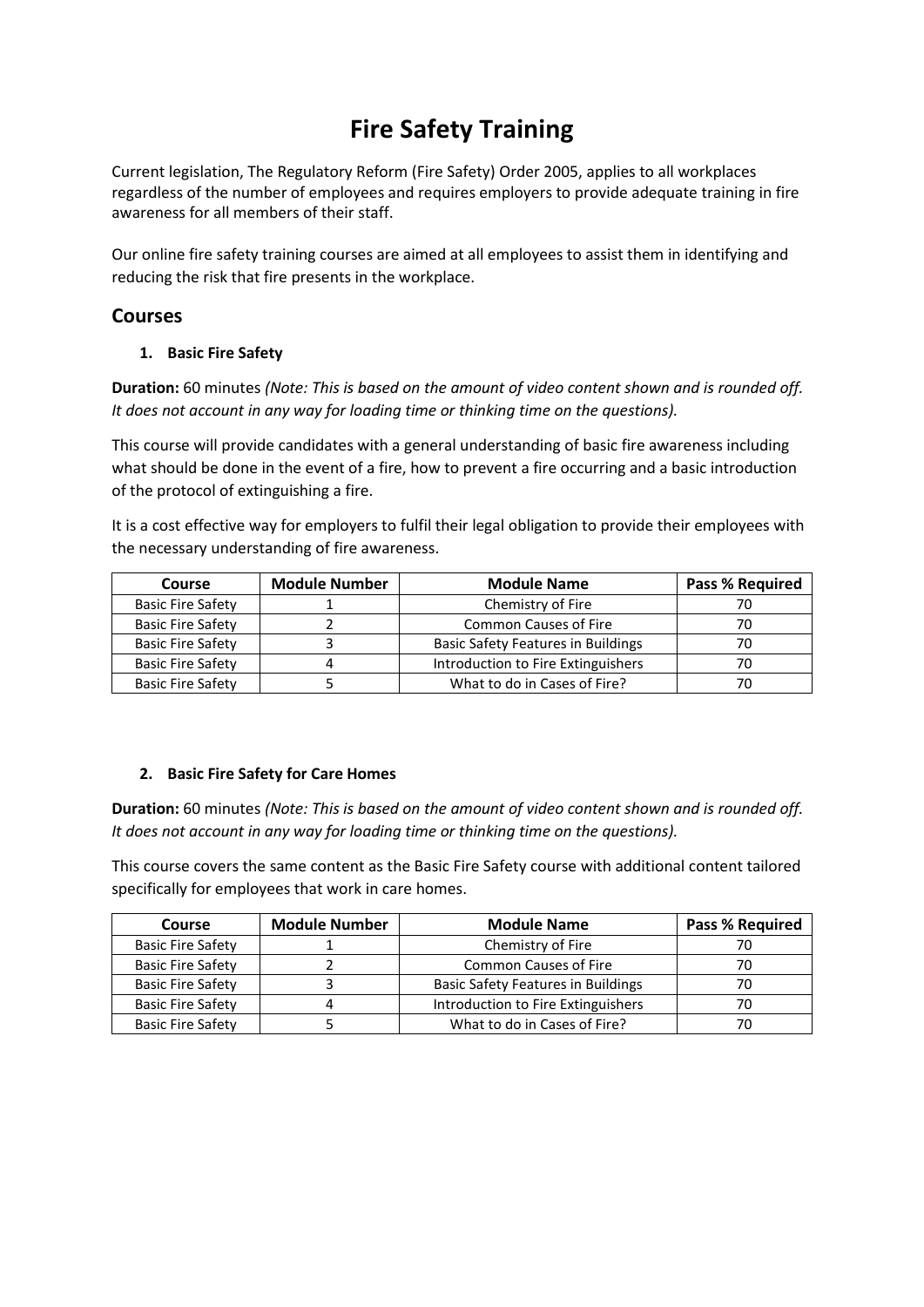# Fire Safety Training

Current legislation, The Regulatory Reform (Fire Safety) Order 2005, applies to all workplaces regardless of the number of employees and requires employers to provide adequate training in fire awareness for all members of their staff.

Our online fire safety training courses are aimed at all employees to assist them in identifying and reducing the risk that fire presents in the workplace.

## Courses

### 1. Basic Fire Safety

**Duration:** 60 minutes *(Note: This is based on the amount of video content shown and is rounded off. It does not account in any way for loading time or thinking time on the questions).*

This course will provide candidates with a general understanding of basic fire awareness including what should be done in the event of a fire, how to prevent a fire occurring and a basic introduction of the protocol of extinguishing a fire.

It is a cost effective way for employers to fulfil their legal obligation to provide their employees with the necessary understanding of fire awareness.

| Course | Module Number | Module Name | Pass % Required |
|---|---|---|---|
| Basic Fire Safety | 1 | Chemistry of Fire | 70 |
| Basic Fire Safety | 2 | Common Causes of Fire | 70 |
| Basic Fire Safety | 3 | Basic Safety Features in Buildings | 70 |
| Basic Fire Safety | 4 | Introduction to Fire Extinguishers | 70 |
| Basic Fire Safety | 5 | What to do in Cases of Fire? | 70 |

### 2. Basic Fire Safety for Care Homes

**Duration:** 60 minutes *(Note: This is based on the amount of video content shown and is rounded off. It does not account in any way for loading time or thinking time on the questions).*

This course covers the same content as the Basic Fire Safety course with additional content tailored specifically for employees that work in care homes.

| Course | Module Number | Module Name | Pass % Required |
|---|---|---|---|
| Basic Fire Safety | 1 | Chemistry of Fire | 70 |
| Basic Fire Safety | 2 | Common Causes of Fire | 70 |
| Basic Fire Safety | 3 | Basic Safety Features in Buildings | 70 |
| Basic Fire Safety | 4 | Introduction to Fire Extinguishers | 70 |
| Basic Fire Safety | 5 | What to do in Cases of Fire? | 70 |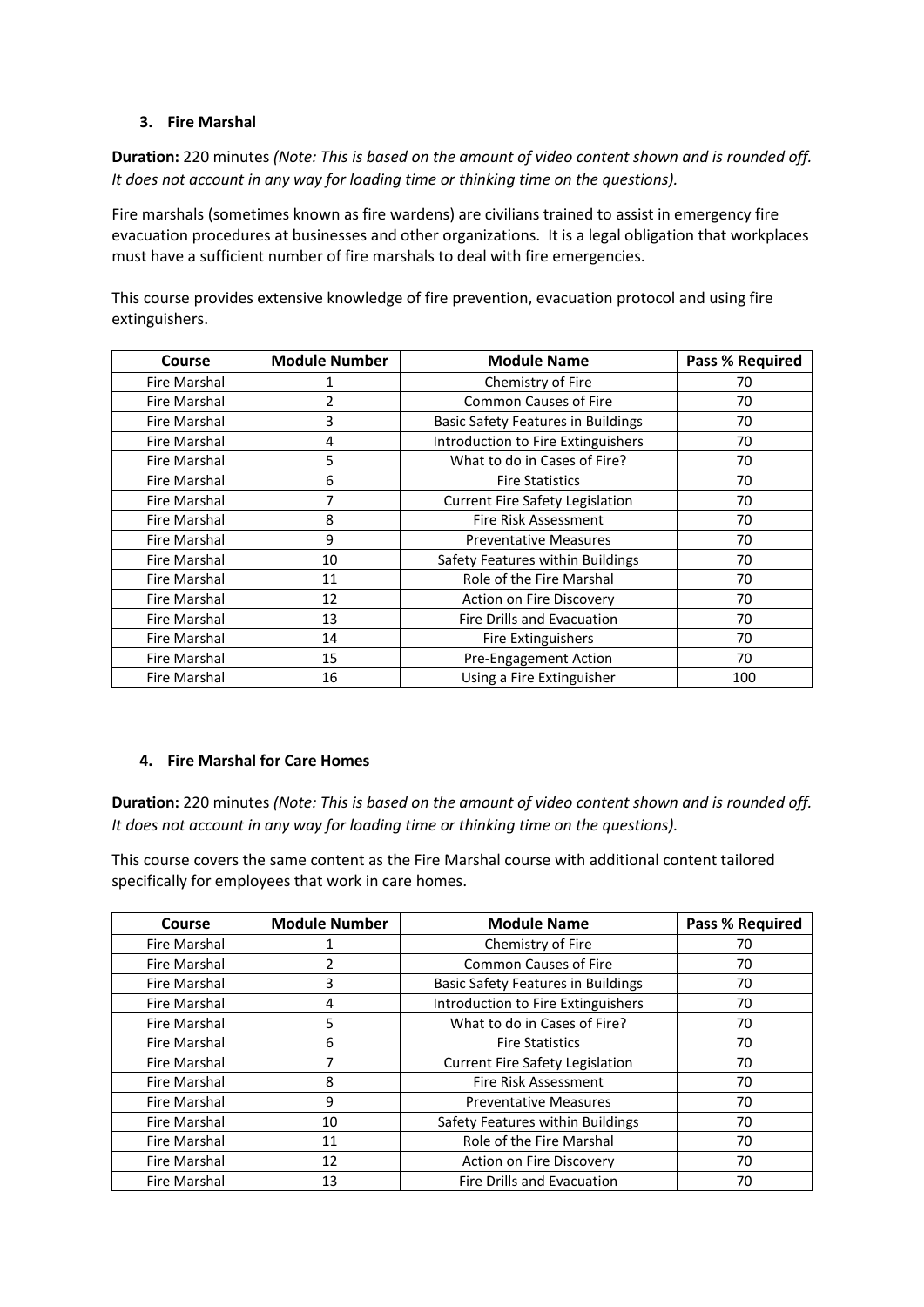### 3. Fire Marshal

**Duration:** 220 minutes *(Note: This is based on the amount of video content shown and is rounded off. It does not account in any way for loading time or thinking time on the questions).*

Fire marshals (sometimes known as fire wardens) are civilians trained to assist in emergency fire evacuation procedures at businesses and other organizations. It is a legal obligation that workplaces must have a sufficient number of fire marshals to deal with fire emergencies.

This course provides extensive knowledge of fire prevention, evacuation protocol and using fire extinguishers.

| Course | Module Number | Module Name | Pass % Required |
|---|---|---|---|
| Fire Marshal | 1 | Chemistry of Fire | 70 |
| Fire Marshal | 2 | Common Causes of Fire | 70 |
| Fire Marshal | 3 | Basic Safety Features in Buildings | 70 |
| Fire Marshal | 4 | Introduction to Fire Extinguishers | 70 |
| Fire Marshal | 5 | What to do in Cases of Fire? | 70 |
| Fire Marshal | 6 | Fire Statistics | 70 |
| Fire Marshal | 7 | Current Fire Safety Legislation | 70 |
| Fire Marshal | 8 | Fire Risk Assessment | 70 |
| Fire Marshal | 9 | Preventative Measures | 70 |
| Fire Marshal | 10 | Safety Features within Buildings | 70 |
| Fire Marshal | 11 | Role of the Fire Marshal | 70 |
| Fire Marshal | 12 | Action on Fire Discovery | 70 |
| Fire Marshal | 13 | Fire Drills and Evacuation | 70 |
| Fire Marshal | 14 | Fire Extinguishers | 70 |
| Fire Marshal | 15 | Pre-Engagement Action | 70 |
| Fire Marshal | 16 | Using a Fire Extinguisher | 100 |

### 4. Fire Marshal for Care Homes

**Duration:** 220 minutes *(Note: This is based on the amount of video content shown and is rounded off. It does not account in any way for loading time or thinking time on the questions).*

This course covers the same content as the Fire Marshal course with additional content tailored specifically for employees that work in care homes.

| Course | Module Number | Module Name | Pass % Required |
|---|---|---|---|
| Fire Marshal | 1 | Chemistry of Fire | 70 |
| Fire Marshal | 2 | Common Causes of Fire | 70 |
| Fire Marshal | 3 | Basic Safety Features in Buildings | 70 |
| Fire Marshal | 4 | Introduction to Fire Extinguishers | 70 |
| Fire Marshal | 5 | What to do in Cases of Fire? | 70 |
| Fire Marshal | 6 | Fire Statistics | 70 |
| Fire Marshal | 7 | Current Fire Safety Legislation | 70 |
| Fire Marshal | 8 | Fire Risk Assessment | 70 |
| Fire Marshal | 9 | Preventative Measures | 70 |
| Fire Marshal | 10 | Safety Features within Buildings | 70 |
| Fire Marshal | 11 | Role of the Fire Marshal | 70 |
| Fire Marshal | 12 | Action on Fire Discovery | 70 |
| Fire Marshal | 13 | Fire Drills and Evacuation | 70 |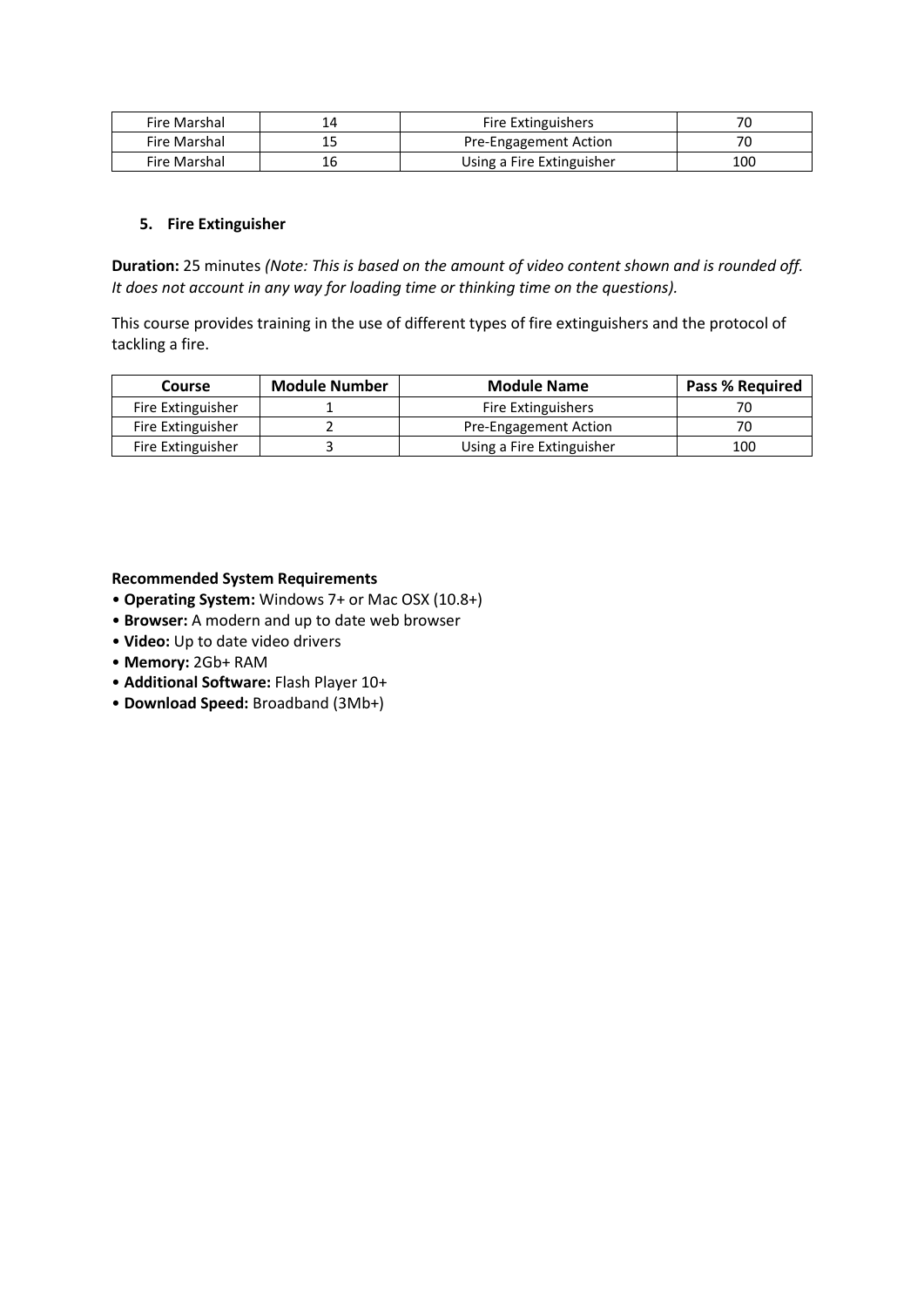| | | | |
|---|---|---|---|
| Fire Marshal | 14 | Fire Extinguishers | 70 |
| Fire Marshal | 15 | Pre-Engagement Action | 70 |
| Fire Marshal | 16 | Using a Fire Extinguisher | 100 |

### 5. Fire Extinguisher

**Duration:** 25 minutes *(Note: This is based on the amount of video content shown and is rounded off. It does not account in any way for loading time or thinking time on the questions).*

This course provides training in the use of different types of fire extinguishers and the protocol of tackling a fire.

| Course | Module Number | Module Name | Pass % Required |
|---|---|---|---|
| Fire Extinguisher | 1 | Fire Extinguishers | 70 |
| Fire Extinguisher | 2 | Pre-Engagement Action | 70 |
| Fire Extinguisher | 3 | Using a Fire Extinguisher | 100 |

**Recommended System Requirements**

- **Operating System:** Windows 7+ or Mac OSX (10.8+)
- **Browser:** A modern and up to date web browser
- **Video:** Up to date video drivers
- **Memory:** 2Gb+ RAM
- **Additional Software:** Flash Player 10+
- **Download Speed:** Broadband (3Mb+)